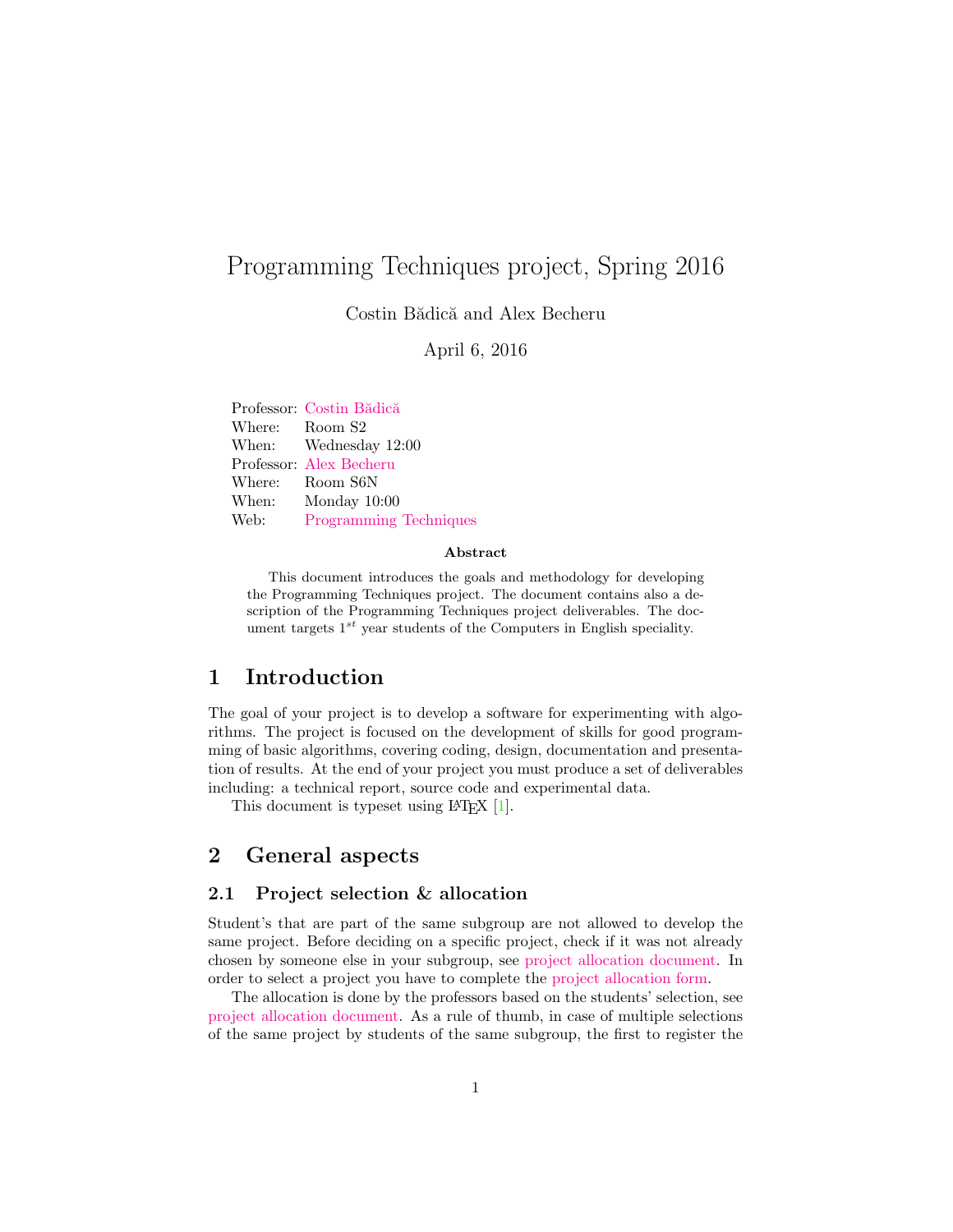# Programming Techniques project, Spring 2016

Costin Bădică and Alex Becheru

April 6, 2016

Professor: Costin Bădică
Where: Room S2
When: Wednesday 12:00
Professor: Alex Becheru
Where: Room S6N
When: Monday 10:00
Web: Programming Techniques

**Abstract**

This document introduces the goals and methodology for developing the Programming Techniques project. The document contains also a description of the Programming Techniques project deliverables. The document targets $1^{st}$ year students of the Computers in English speciality.

## 1 Introduction

The goal of your project is to develop a software for experimenting with algorithms. The project is focused on the development of skills for good programming of basic algorithms, covering coding, design, documentation and presentation of results. At the end of your project you must produce a set of deliverables including: a technical report, source code and experimental data.

This document is typeset using LaTeX [1].

## 2 General aspects

### 2.1 Project selection & allocation

Student's that are part of the same subgroup are not allowed to develop the same project. Before deciding on a specific project, check if it was not already chosen by someone else in your subgroup, see project allocation document. In order to select a project you have to complete the project allocation form.

The allocation is done by the professors based on the students' selection, see project allocation document. As a rule of thumb, in case of multiple selections of the same project by students of the same subgroup, the first to register the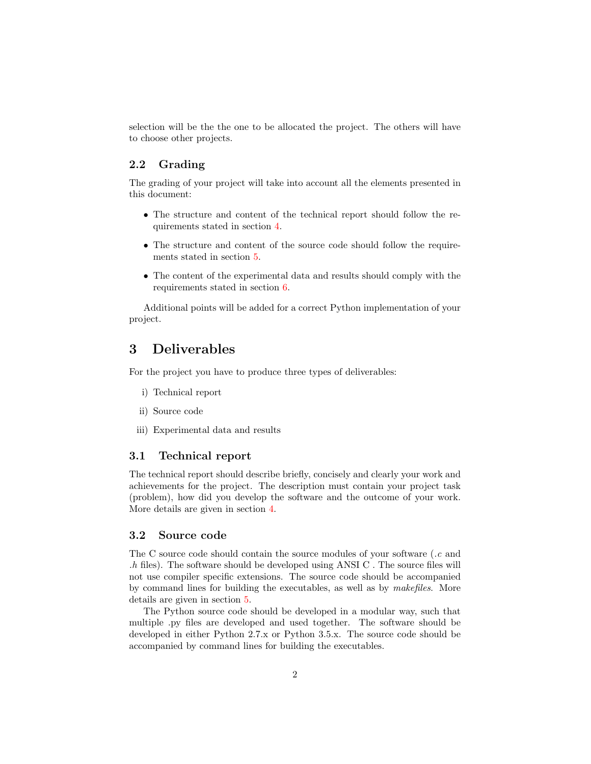selection will be the the one to be allocated the project. The others will have to choose other projects.

### 2.2 Grading

The grading of your project will take into account all the elements presented in this document:

- The structure and content of the technical report should follow the requirements stated in section 4.
- The structure and content of the source code should follow the requirements stated in section 5.
- The content of the experimental data and results should comply with the requirements stated in section 6.

Additional points will be added for a correct Python implementation of your project.

## 3 Deliverables

For the project you have to produce three types of deliverables:

i) Technical report

ii) Source code

iii) Experimental data and results

### 3.1 Technical report

The technical report should describe briefly, concisely and clearly your work and achievements for the project. The description must contain your project task (problem), how did you develop the software and the outcome of your work. More details are given in section 4.

### 3.2 Source code

The C source code should contain the source modules of your software (*.c* and *.h* files). The software should be developed using ANSI C . The source files will not use compiler specific extensions. The source code should be accompanied by command lines for building the executables, as well as by *makefiles*. More details are given in section 5.

The Python source code should be developed in a modular way, such that multiple .py files are developed and used together. The software should be developed in either Python 2.7.x or Python 3.5.x. The source code should be accompanied by command lines for building the executables.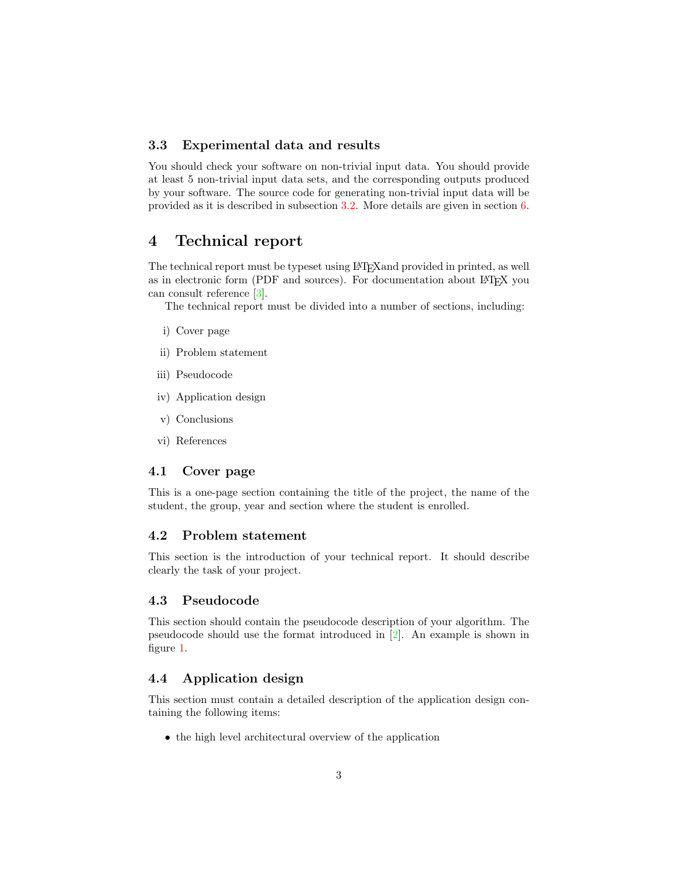### 3.3 Experimental data and results

You should check your software on non-trivial input data. You should provide at least 5 non-trivial input data sets, and the corresponding outputs produced by your software. The source code for generating non-trivial input data will be provided as it is described in subsection 3.2. More details are given in section 6.

## 4 Technical report

The technical report must be typeset using LaTeXand provided in printed, as well as in electronic form (PDF and sources). For documentation about LaTeX you can consult reference [3].

The technical report must be divided into a number of sections, including:

i) Cover page

ii) Problem statement

iii) Pseudocode

iv) Application design

v) Conclusions

vi) References

### 4.1 Cover page

This is a one-page section containing the title of the project, the name of the student, the group, year and section where the student is enrolled.

### 4.2 Problem statement

This section is the introduction of your technical report. It should describe clearly the task of your project.

### 4.3 Pseudocode

This section should contain the pseudocode description of your algorithm. The pseudocode should use the format introduced in [2]. An example is shown in figure 1.

### 4.4 Application design

This section must contain a detailed description of the application design containing the following items:

- the high level architectural overview of the application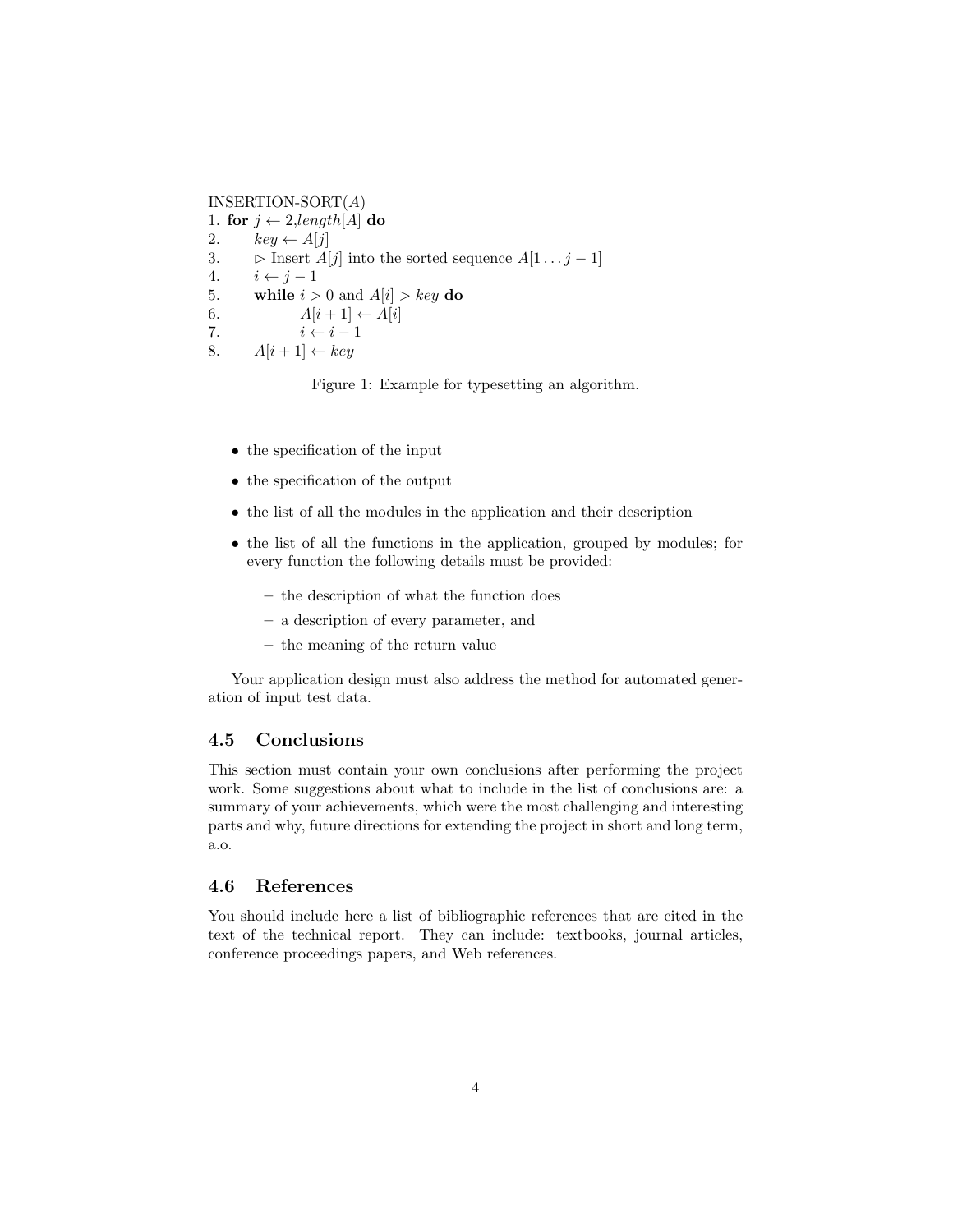INSERTION-SORT($A$)
1. **for** $j \leftarrow 2$,$length[A]$ **do**
2.   $key \leftarrow A[j]$
3.   $\triangleright$ Insert $A[j]$ into the sorted sequence $A[1 \ldots j-1]$
4.   $i \leftarrow j-1$
5.   **while** $i > 0$ and $A[i] > key$ **do**
6.     $A[i+1] \leftarrow A[i]$
7.     $i \leftarrow i-1$
8.   $A[i+1] \leftarrow key$

Figure 1: Example for typesetting an algorithm.

- the specification of the input
- the specification of the output
- the list of all the modules in the application and their description
- the list of all the functions in the application, grouped by modules; for every function the following details must be provided:
  - the description of what the function does
  - a description of every parameter, and
  - the meaning of the return value

Your application design must also address the method for automated generation of input test data.

### 4.5 Conclusions

This section must contain your own conclusions after performing the project work. Some suggestions about what to include in the list of conclusions are: a summary of your achievements, which were the most challenging and interesting parts and why, future directions for extending the project in short and long term, a.o.

### 4.6 References

You should include here a list of bibliographic references that are cited in the text of the technical report. They can include: textbooks, journal articles, conference proceedings papers, and Web references.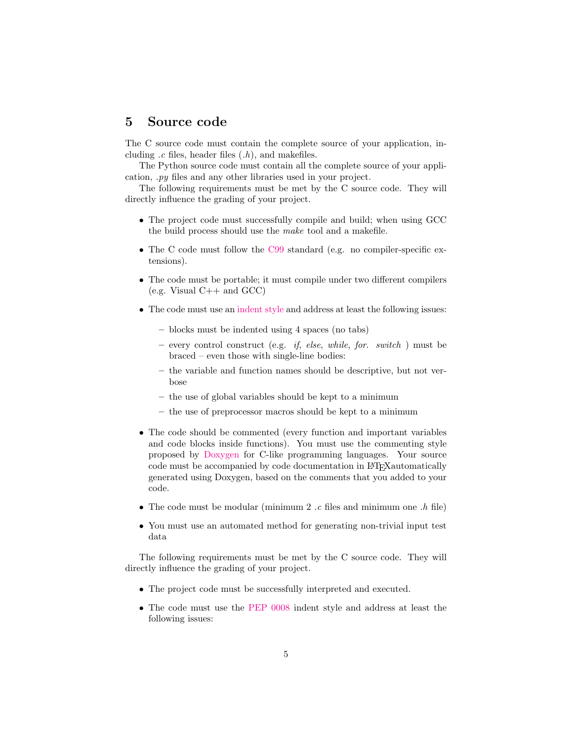## 5 Source code

The C source code must contain the complete source of your application, including *.c* files, header files (*.h*), and makefiles.

The Python source code must contain all the complete source of your application, *.py* files and any other libraries used in your project.

The following requirements must be met by the C source code. They will directly influence the grading of your project.

- The project code must successfully compile and build; when using GCC the build process should use the *make* tool and a makefile.
- The C code must follow the C99 standard (e.g. no compiler-specific extensions).
- The code must be portable; it must compile under two different compilers (e.g. Visual C++ and GCC)
- The code must use an indent style and address at least the following issues:
  - blocks must be indented using 4 spaces (no tabs)
  - every control construct (e.g. *if*, *else*, *while*, *for*. *switch* ) must be braced – even those with single-line bodies:
  - the variable and function names should be descriptive, but not verbose
  - the use of global variables should be kept to a minimum
  - the use of preprocessor macros should be kept to a minimum
- The code should be commented (every function and important variables and code blocks inside functions). You must use the commenting style proposed by Doxygen for C-like programming languages. Your source code must be accompanied by code documentation in LaTeXautomatically generated using Doxygen, based on the comments that you added to your code.
- The code must be modular (minimum 2 *.c* files and minimum one *.h* file)
- You must use an automated method for generating non-trivial input test data

The following requirements must be met by the C source code. They will directly influence the grading of your project.

- The project code must be successfully interpreted and executed.
- The code must use the PEP 0008 indent style and address at least the following issues: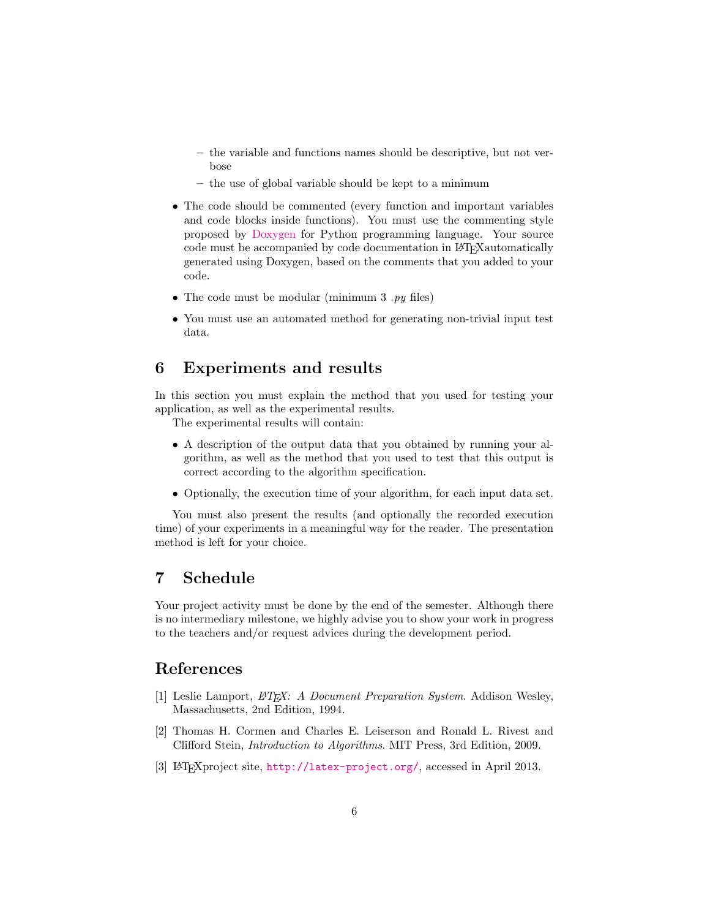- the variable and functions names should be descriptive, but not verbose
  - the use of global variable should be kept to a minimum

- The code should be commented (every function and important variables and code blocks inside functions). You must use the commenting style proposed by Doxygen for Python programming language. Your source code must be accompanied by code documentation in LaTeXautomatically generated using Doxygen, based on the comments that you added to your code.

- The code must be modular (minimum 3 *.py* files)

- You must use an automated method for generating non-trivial input test data.

## 6 Experiments and results

In this section you must explain the method that you used for testing your application, as well as the experimental results.

The experimental results will contain:

- A description of the output data that you obtained by running your algorithm, as well as the method that you used to test that this output is correct according to the algorithm specification.

- Optionally, the execution time of your algorithm, for each input data set.

You must also present the results (and optionally the recorded execution time) of your experiments in a meaningful way for the reader. The presentation method is left for your choice.

## 7 Schedule

Your project activity must be done by the end of the semester. Although there is no intermediary milestone, we highly advise you to show your work in progress to the teachers and/or request advices during the development period.

## References

[1] Leslie Lamport, *LaTeX: A Document Preparation System*. Addison Wesley, Massachusetts, 2nd Edition, 1994.

[2] Thomas H. Cormen and Charles E. Leiserson and Ronald L. Rivest and Clifford Stein, *Introduction to Algorithms*. MIT Press, 3rd Edition, 2009.

[3] LaTeXproject site, `http://latex-project.org/`, accessed in April 2013.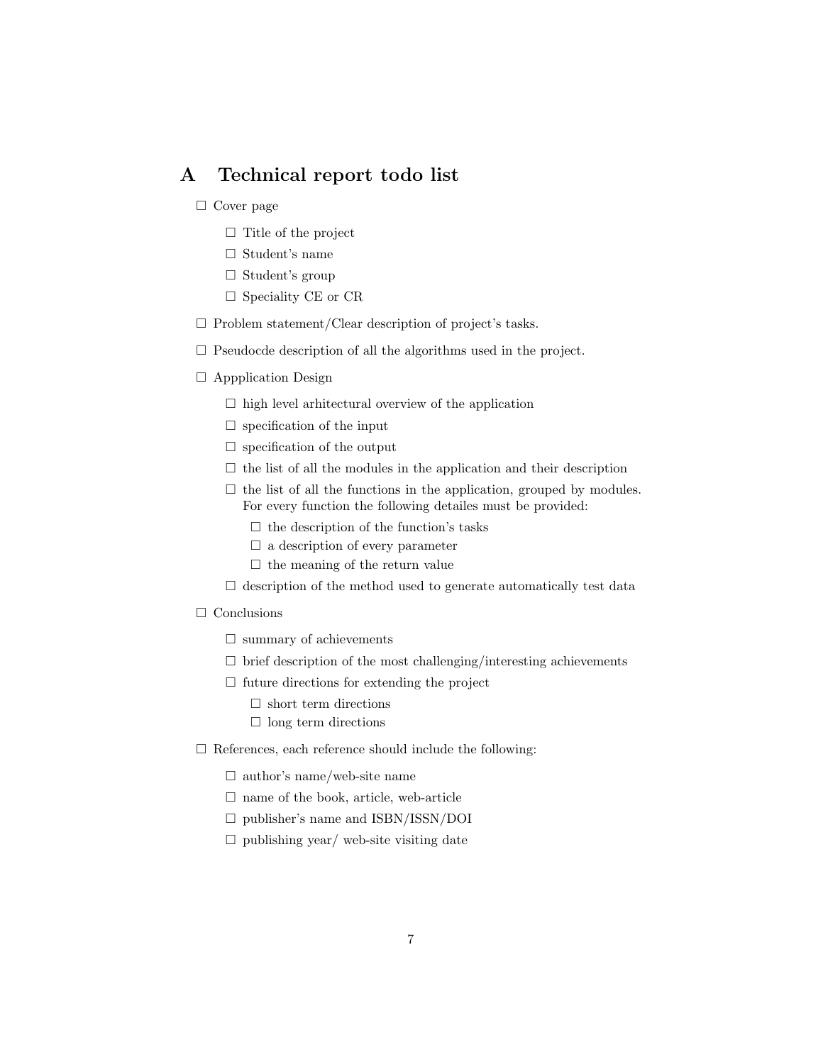## A Technical report todo list

- [ ] Cover page
  - [ ] Title of the project
  - [ ] Student's name
  - [ ] Student's group
  - [ ] Speciality CE or CR
- [ ] Problem statement/Clear description of project's tasks.
- [ ] Pseudocde description of all the algorithms used in the project.
- [ ] Appplication Design
  - [ ] high level arhitectural overview of the application
  - [ ] specification of the input
  - [ ] specification of the output
  - [ ] the list of all the modules in the application and their description
  - [ ] the list of all the functions in the application, grouped by modules. For every function the following detailes must be provided:
    - [ ] the description of the function's tasks
    - [ ] a description of every parameter
    - [ ] the meaning of the return value
  - [ ] description of the method used to generate automatically test data
- [ ] Conclusions
  - [ ] summary of achievements
  - [ ] brief description of the most challenging/interesting achievements
  - [ ] future directions for extending the project
    - [ ] short term directions
    - [ ] long term directions
- [ ] References, each reference should include the following:
  - [ ] author's name/web-site name
  - [ ] name of the book, article, web-article
  - [ ] publisher's name and ISBN/ISSN/DOI
  - [ ] publishing year/ web-site visiting date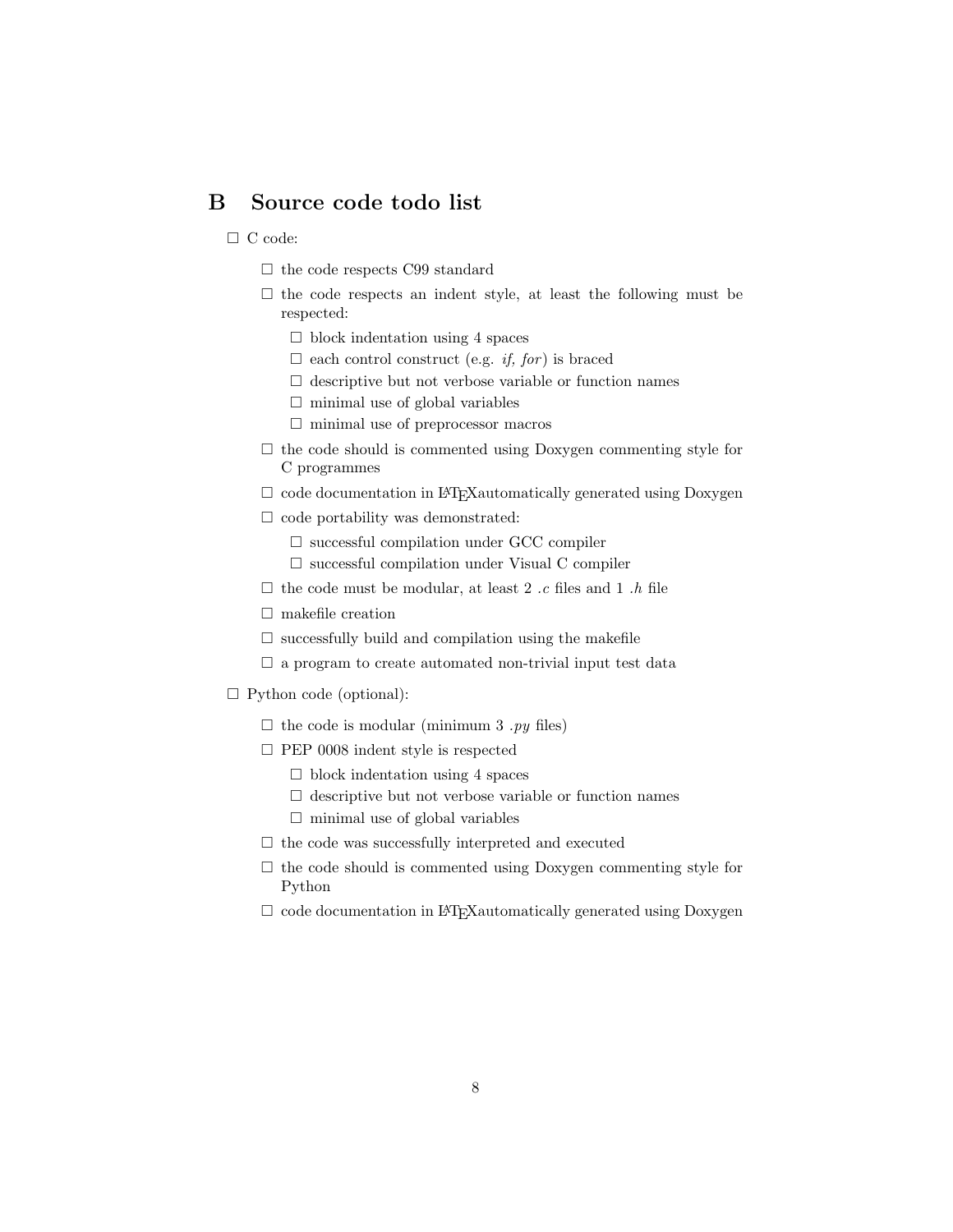## B Source code todo list

- ☐ C code:
  - ☐ the code respects C99 standard
  - ☐ the code respects an indent style, at least the following must be respected:
    - ☐ block indentation using 4 spaces
    - ☐ each control construct (e.g. *if, for*) is braced
    - ☐ descriptive but not verbose variable or function names
    - ☐ minimal use of global variables
    - ☐ minimal use of preprocessor macros
  - ☐ the code should is commented using Doxygen commenting style for C programmes
  - ☐ code documentation in LaTeXautomatically generated using Doxygen
  - ☐ code portability was demonstrated:
    - ☐ successful compilation under GCC compiler
    - ☐ successful compilation under Visual C compiler
  - ☐ the code must be modular, at least 2 *.c* files and 1 *.h* file
  - ☐ makefile creation
  - ☐ successfully build and compilation using the makefile
  - ☐ a program to create automated non-trivial input test data
- ☐ Python code (optional):
  - ☐ the code is modular (minimum 3 *.py* files)
  - ☐ PEP 0008 indent style is respected
    - ☐ block indentation using 4 spaces
    - ☐ descriptive but not verbose variable or function names
    - ☐ minimal use of global variables
  - ☐ the code was successfully interpreted and executed
  - ☐ the code should is commented using Doxygen commenting style for Python
  - ☐ code documentation in LaTeXautomatically generated using Doxygen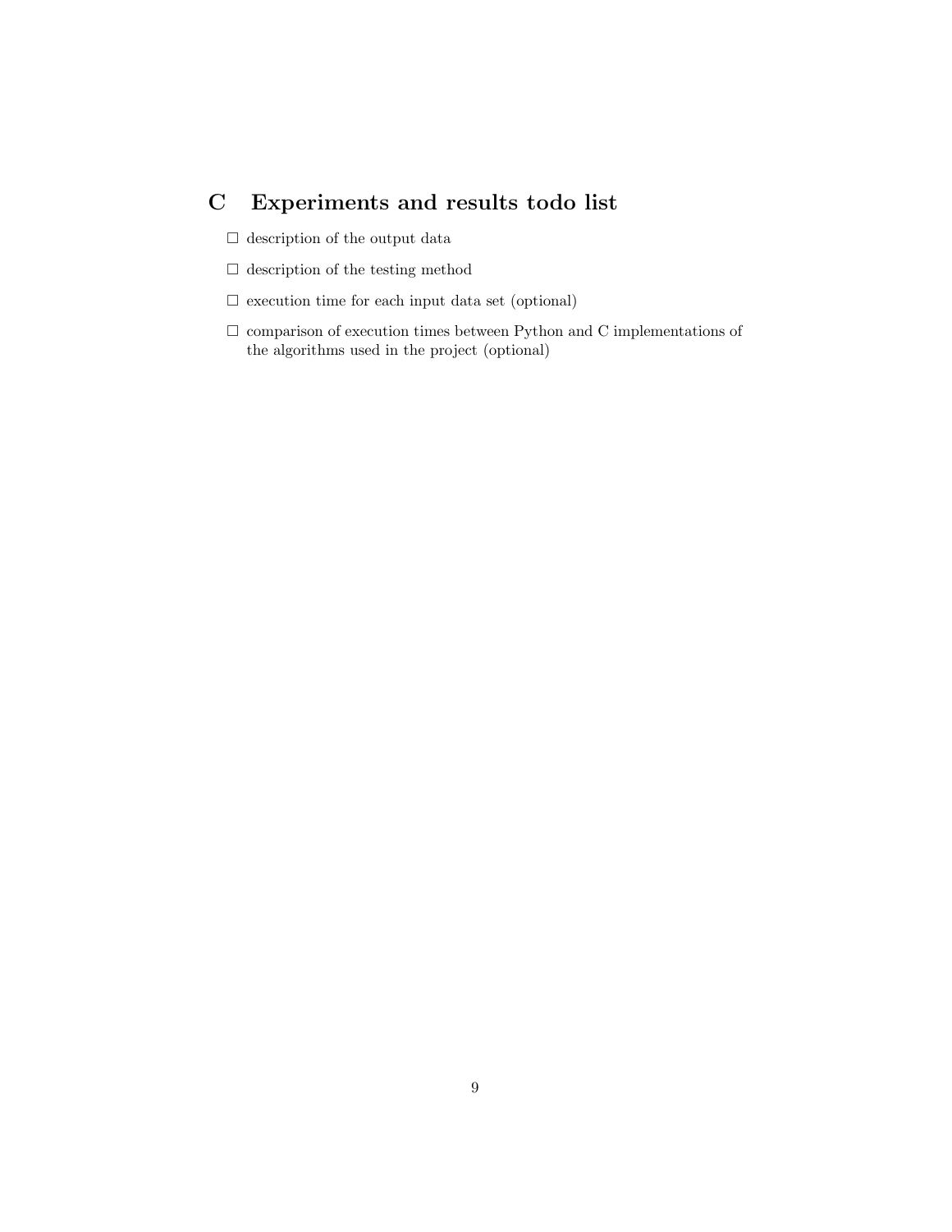## C Experiments and results todo list

- ☐ description of the output data
- ☐ description of the testing method
- ☐ execution time for each input data set (optional)
- ☐ comparison of execution times between Python and C implementations of the algorithms used in the project (optional)